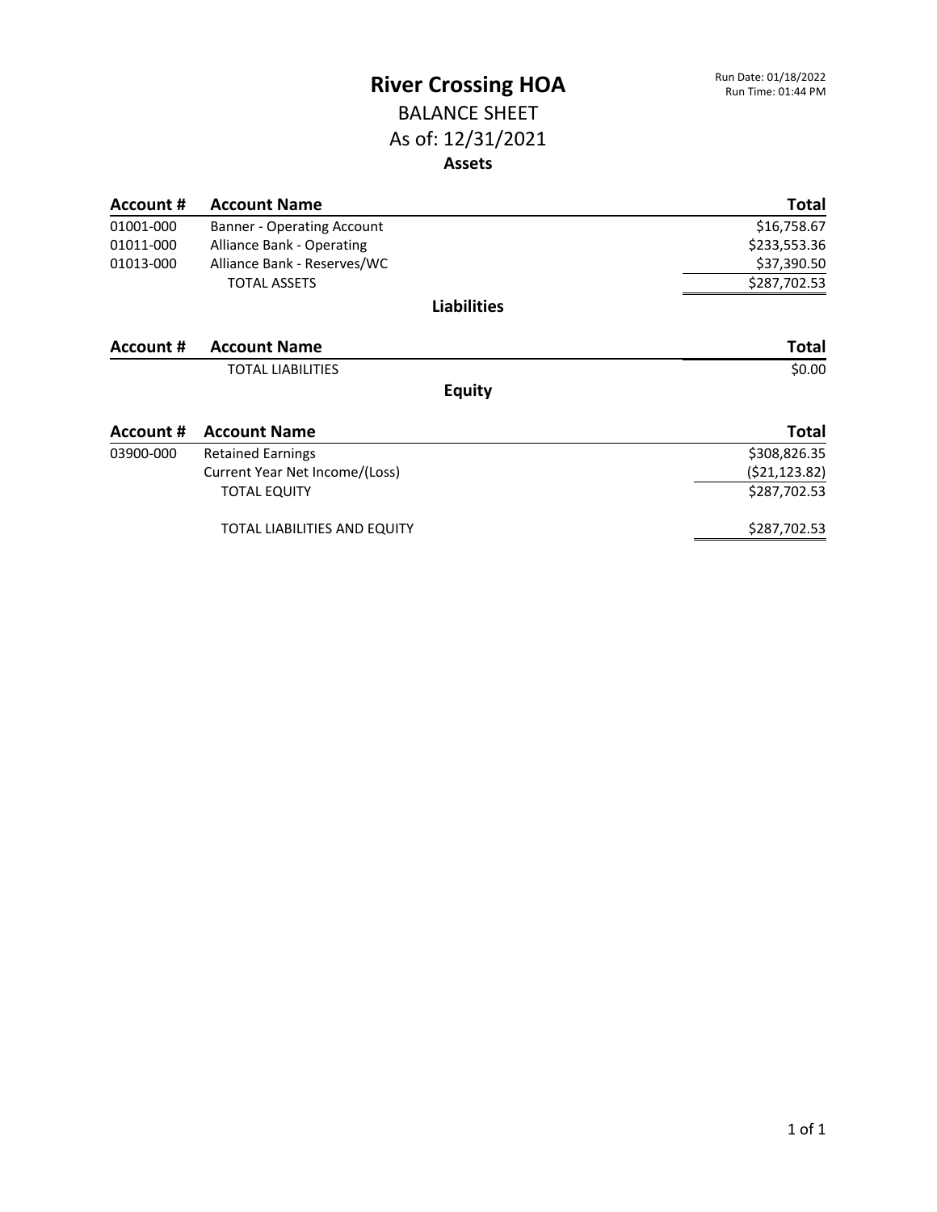# River Crossing HOA

Run Date: 01/18/2022
Run Time: 01:44 PM

## BALANCE SHEET

## As of: 12/31/2021

### Assets

| Account # | Account Name | Total |
| --- | --- | --- |
| 01001-000 | Banner - Operating Account | $16,758.67 |
| 01011-000 | Alliance Bank - Operating | $233,553.36 |
| 01013-000 | Alliance Bank - Reserves/WC | $37,390.50 |
| | TOTAL ASSETS | $287,702.53 |

### Liabilities

| Account # | Account Name | Total |
| --- | --- | --- |
| | TOTAL LIABILITIES | $0.00 |

### Equity

| Account # | Account Name | Total |
| --- | --- | --- |
| 03900-000 | Retained Earnings | $308,826.35 |
| | Current Year Net Income/(Loss) | ($21,123.82) |
| | TOTAL EQUITY | $287,702.53 |
| | TOTAL LIABILITIES AND EQUITY | $287,702.53 |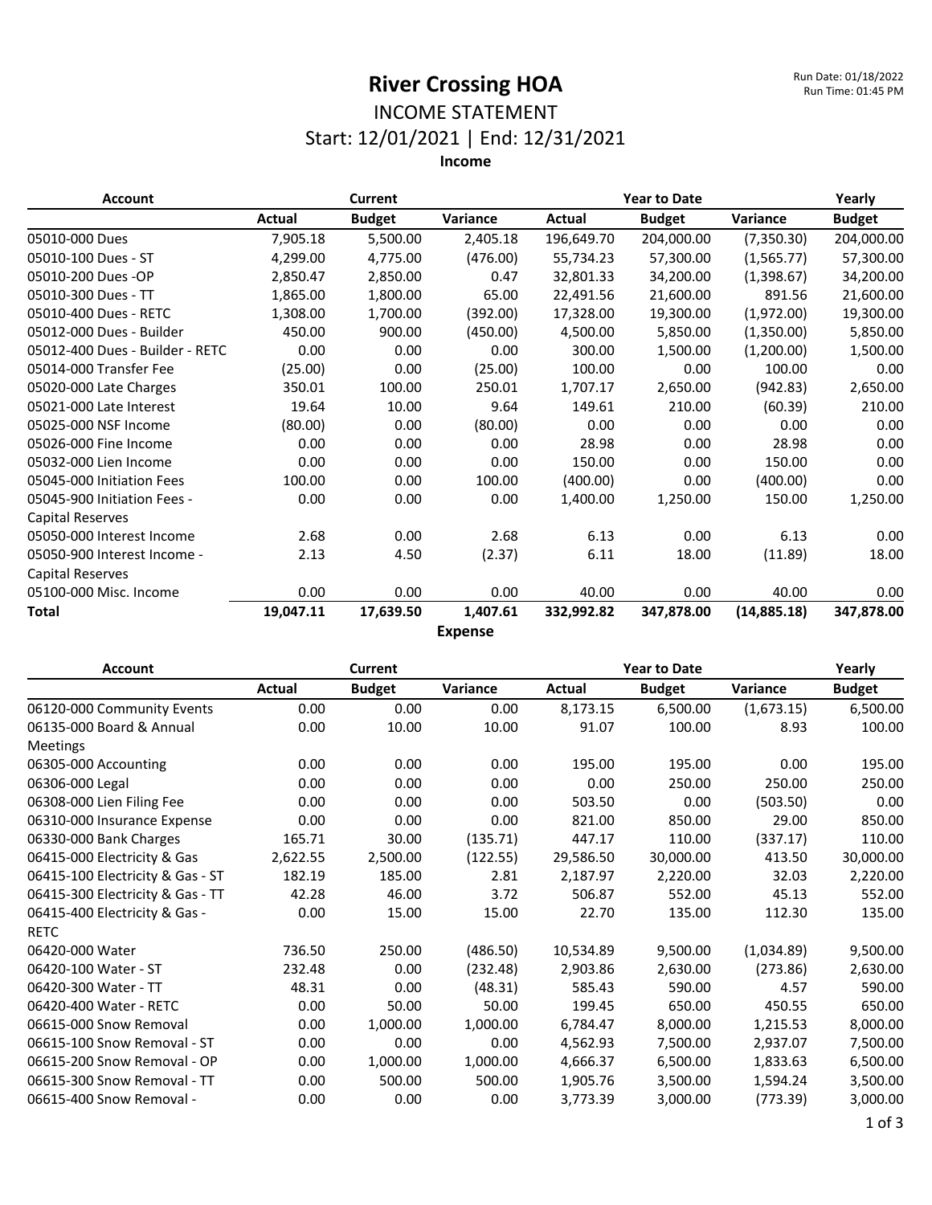# River Crossing HOA

Run Date: 01/18/2022
Run Time: 01:45 PM

## INCOME STATEMENT

## Start: 12/01/2021 | End: 12/31/2021

### Income

| Account | Current | | | Year to Date | | | Yearly |
|---|---|---|---|---|---|---|---|
| | Actual | Budget | Variance | Actual | Budget | Variance | Budget |
| 05010-000 Dues | 7,905.18 | 5,500.00 | 2,405.18 | 196,649.70 | 204,000.00 | (7,350.30) | 204,000.00 |
| 05010-100 Dues - ST | 4,299.00 | 4,775.00 | (476.00) | 55,734.23 | 57,300.00 | (1,565.77) | 57,300.00 |
| 05010-200 Dues -OP | 2,850.47 | 2,850.00 | 0.47 | 32,801.33 | 34,200.00 | (1,398.67) | 34,200.00 |
| 05010-300 Dues - TT | 1,865.00 | 1,800.00 | 65.00 | 22,491.56 | 21,600.00 | 891.56 | 21,600.00 |
| 05010-400 Dues - RETC | 1,308.00 | 1,700.00 | (392.00) | 17,328.00 | 19,300.00 | (1,972.00) | 19,300.00 |
| 05012-000 Dues - Builder | 450.00 | 900.00 | (450.00) | 4,500.00 | 5,850.00 | (1,350.00) | 5,850.00 |
| 05012-400 Dues - Builder - RETC | 0.00 | 0.00 | 0.00 | 300.00 | 1,500.00 | (1,200.00) | 1,500.00 |
| 05014-000 Transfer Fee | (25.00) | 0.00 | (25.00) | 100.00 | 0.00 | 100.00 | 0.00 |
| 05020-000 Late Charges | 350.01 | 100.00 | 250.01 | 1,707.17 | 2,650.00 | (942.83) | 2,650.00 |
| 05021-000 Late Interest | 19.64 | 10.00 | 9.64 | 149.61 | 210.00 | (60.39) | 210.00 |
| 05025-000 NSF Income | (80.00) | 0.00 | (80.00) | 0.00 | 0.00 | 0.00 | 0.00 |
| 05026-000 Fine Income | 0.00 | 0.00 | 0.00 | 28.98 | 0.00 | 28.98 | 0.00 |
| 05032-000 Lien Income | 0.00 | 0.00 | 0.00 | 150.00 | 0.00 | 150.00 | 0.00 |
| 05045-000 Initiation Fees | 100.00 | 0.00 | 100.00 | (400.00) | 0.00 | (400.00) | 0.00 |
| 05045-900 Initiation Fees - Capital Reserves | 0.00 | 0.00 | 0.00 | 1,400.00 | 1,250.00 | 150.00 | 1,250.00 |
| 05050-000 Interest Income | 2.68 | 0.00 | 2.68 | 6.13 | 0.00 | 6.13 | 0.00 |
| 05050-900 Interest Income - Capital Reserves | 2.13 | 4.50 | (2.37) | 6.11 | 18.00 | (11.89) | 18.00 |
| 05100-000 Misc. Income | 0.00 | 0.00 | 0.00 | 40.00 | 0.00 | 40.00 | 0.00 |
| **Total** | **19,047.11** | **17,639.50** | **1,407.61** | **332,992.82** | **347,878.00** | **(14,885.18)** | **347,878.00** |

### Expense

| Account | Current | | | Year to Date | | | Yearly |
|---|---|---|---|---|---|---|---|
| | Actual | Budget | Variance | Actual | Budget | Variance | Budget |
| 06120-000 Community Events | 0.00 | 0.00 | 0.00 | 8,173.15 | 6,500.00 | (1,673.15) | 6,500.00 |
| 06135-000 Board & Annual Meetings | 0.00 | 10.00 | 10.00 | 91.07 | 100.00 | 8.93 | 100.00 |
| 06305-000 Accounting | 0.00 | 0.00 | 0.00 | 195.00 | 195.00 | 0.00 | 195.00 |
| 06306-000 Legal | 0.00 | 0.00 | 0.00 | 0.00 | 250.00 | 250.00 | 250.00 |
| 06308-000 Lien Filing Fee | 0.00 | 0.00 | 0.00 | 503.50 | 0.00 | (503.50) | 0.00 |
| 06310-000 Insurance Expense | 0.00 | 0.00 | 0.00 | 821.00 | 850.00 | 29.00 | 850.00 |
| 06330-000 Bank Charges | 165.71 | 30.00 | (135.71) | 447.17 | 110.00 | (337.17) | 110.00 |
| 06415-000 Electricity & Gas | 2,622.55 | 2,500.00 | (122.55) | 29,586.50 | 30,000.00 | 413.50 | 30,000.00 |
| 06415-100 Electricity & Gas - ST | 182.19 | 185.00 | 2.81 | 2,187.97 | 2,220.00 | 32.03 | 2,220.00 |
| 06415-300 Electricity & Gas - TT | 42.28 | 46.00 | 3.72 | 506.87 | 552.00 | 45.13 | 552.00 |
| 06415-400 Electricity & Gas - RETC | 0.00 | 15.00 | 15.00 | 22.70 | 135.00 | 112.30 | 135.00 |
| 06420-000 Water | 736.50 | 250.00 | (486.50) | 10,534.89 | 9,500.00 | (1,034.89) | 9,500.00 |
| 06420-100 Water - ST | 232.48 | 0.00 | (232.48) | 2,903.86 | 2,630.00 | (273.86) | 2,630.00 |
| 06420-300 Water - TT | 48.31 | 0.00 | (48.31) | 585.43 | 590.00 | 4.57 | 590.00 |
| 06420-400 Water - RETC | 0.00 | 50.00 | 50.00 | 199.45 | 650.00 | 450.55 | 650.00 |
| 06615-000 Snow Removal | 0.00 | 1,000.00 | 1,000.00 | 6,784.47 | 8,000.00 | 1,215.53 | 8,000.00 |
| 06615-100 Snow Removal - ST | 0.00 | 0.00 | 0.00 | 4,562.93 | 7,500.00 | 2,937.07 | 7,500.00 |
| 06615-200 Snow Removal - OP | 0.00 | 1,000.00 | 1,000.00 | 4,666.37 | 6,500.00 | 1,833.63 | 6,500.00 |
| 06615-300 Snow Removal - TT | 0.00 | 500.00 | 500.00 | 1,905.76 | 3,500.00 | 1,594.24 | 3,500.00 |
| 06615-400 Snow Removal - | 0.00 | 0.00 | 0.00 | 3,773.39 | 3,000.00 | (773.39) | 3,000.00 |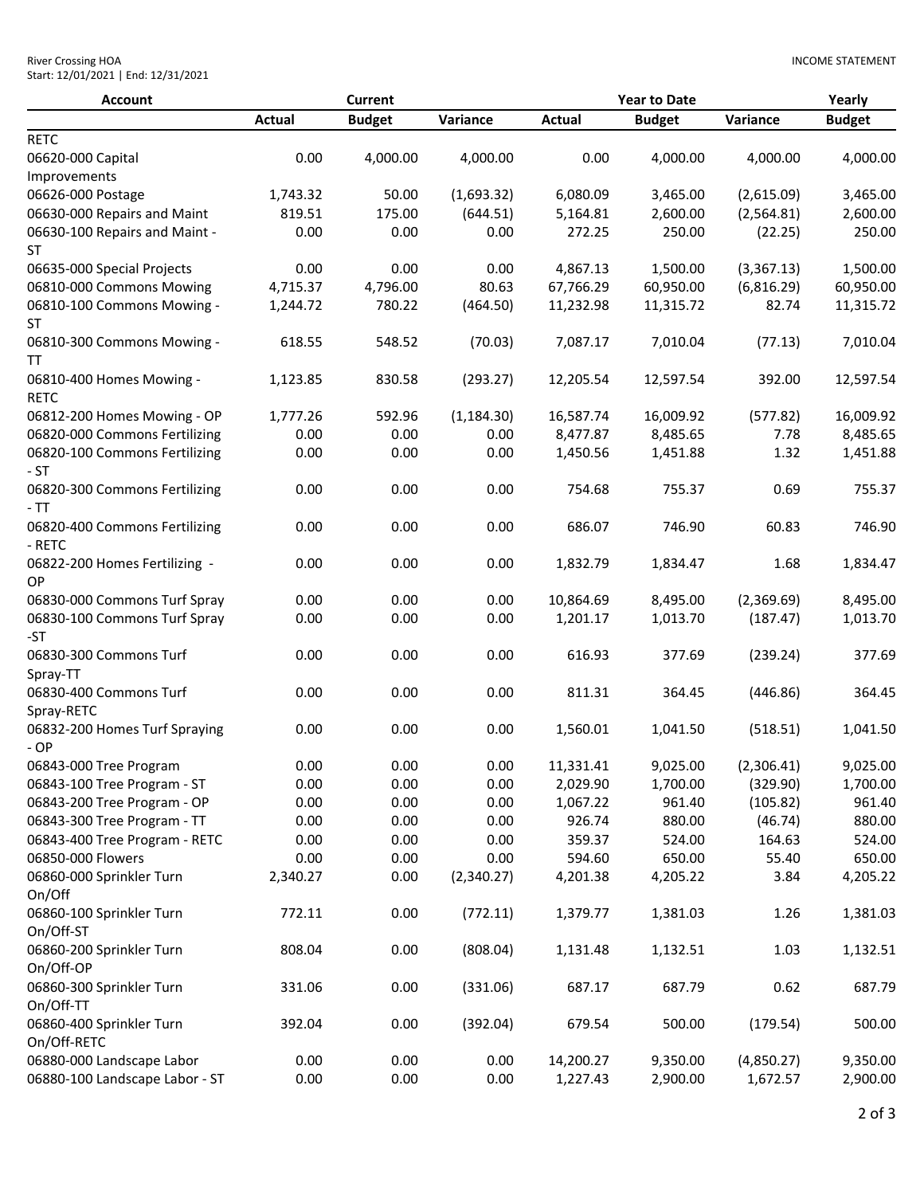River Crossing HOA
Start: 12/01/2021 | End: 12/31/2021

INCOME STATEMENT

| Account | Current | | | Year to Date | | | Yearly |
|---|---|---|---|---|---|---|---|
| | Actual | Budget | Variance | Actual | Budget | Variance | Budget |
| RETC | | | | | | | |
| 06620-000 Capital Improvements | 0.00 | 4,000.00 | 4,000.00 | 0.00 | 4,000.00 | 4,000.00 | 4,000.00 |
| 06626-000 Postage | 1,743.32 | 50.00 | (1,693.32) | 6,080.09 | 3,465.00 | (2,615.09) | 3,465.00 |
| 06630-000 Repairs and Maint | 819.51 | 175.00 | (644.51) | 5,164.81 | 2,600.00 | (2,564.81) | 2,600.00 |
| 06630-100 Repairs and Maint - ST | 0.00 | 0.00 | 0.00 | 272.25 | 250.00 | (22.25) | 250.00 |
| 06635-000 Special Projects | 0.00 | 0.00 | 0.00 | 4,867.13 | 1,500.00 | (3,367.13) | 1,500.00 |
| 06810-000 Commons Mowing | 4,715.37 | 4,796.00 | 80.63 | 67,766.29 | 60,950.00 | (6,816.29) | 60,950.00 |
| 06810-100 Commons Mowing - ST | 1,244.72 | 780.22 | (464.50) | 11,232.98 | 11,315.72 | 82.74 | 11,315.72 |
| 06810-300 Commons Mowing - TT | 618.55 | 548.52 | (70.03) | 7,087.17 | 7,010.04 | (77.13) | 7,010.04 |
| 06810-400 Homes Mowing - RETC | 1,123.85 | 830.58 | (293.27) | 12,205.54 | 12,597.54 | 392.00 | 12,597.54 |
| 06812-200 Homes Mowing - OP | 1,777.26 | 592.96 | (1,184.30) | 16,587.74 | 16,009.92 | (577.82) | 16,009.92 |
| 06820-000 Commons Fertilizing | 0.00 | 0.00 | 0.00 | 8,477.87 | 8,485.65 | 7.78 | 8,485.65 |
| 06820-100 Commons Fertilizing - ST | 0.00 | 0.00 | 0.00 | 1,450.56 | 1,451.88 | 1.32 | 1,451.88 |
| 06820-300 Commons Fertilizing - TT | 0.00 | 0.00 | 0.00 | 754.68 | 755.37 | 0.69 | 755.37 |
| 06820-400 Commons Fertilizing - RETC | 0.00 | 0.00 | 0.00 | 686.07 | 746.90 | 60.83 | 746.90 |
| 06822-200 Homes Fertilizing - OP | 0.00 | 0.00 | 0.00 | 1,832.79 | 1,834.47 | 1.68 | 1,834.47 |
| 06830-000 Commons Turf Spray | 0.00 | 0.00 | 0.00 | 10,864.69 | 8,495.00 | (2,369.69) | 8,495.00 |
| 06830-100 Commons Turf Spray -ST | 0.00 | 0.00 | 0.00 | 1,201.17 | 1,013.70 | (187.47) | 1,013.70 |
| 06830-300 Commons Turf Spray-TT | 0.00 | 0.00 | 0.00 | 616.93 | 377.69 | (239.24) | 377.69 |
| 06830-400 Commons Turf Spray-RETC | 0.00 | 0.00 | 0.00 | 811.31 | 364.45 | (446.86) | 364.45 |
| 06832-200 Homes Turf Spraying - OP | 0.00 | 0.00 | 0.00 | 1,560.01 | 1,041.50 | (518.51) | 1,041.50 |
| 06843-000 Tree Program | 0.00 | 0.00 | 0.00 | 11,331.41 | 9,025.00 | (2,306.41) | 9,025.00 |
| 06843-100 Tree Program - ST | 0.00 | 0.00 | 0.00 | 2,029.90 | 1,700.00 | (329.90) | 1,700.00 |
| 06843-200 Tree Program - OP | 0.00 | 0.00 | 0.00 | 1,067.22 | 961.40 | (105.82) | 961.40 |
| 06843-300 Tree Program - TT | 0.00 | 0.00 | 0.00 | 926.74 | 880.00 | (46.74) | 880.00 |
| 06843-400 Tree Program - RETC | 0.00 | 0.00 | 0.00 | 359.37 | 524.00 | 164.63 | 524.00 |
| 06850-000 Flowers | 0.00 | 0.00 | 0.00 | 594.60 | 650.00 | 55.40 | 650.00 |
| 06860-000 Sprinkler Turn On/Off | 2,340.27 | 0.00 | (2,340.27) | 4,201.38 | 4,205.22 | 3.84 | 4,205.22 |
| 06860-100 Sprinkler Turn On/Off-ST | 772.11 | 0.00 | (772.11) | 1,379.77 | 1,381.03 | 1.26 | 1,381.03 |
| 06860-200 Sprinkler Turn On/Off-OP | 808.04 | 0.00 | (808.04) | 1,131.48 | 1,132.51 | 1.03 | 1,132.51 |
| 06860-300 Sprinkler Turn On/Off-TT | 331.06 | 0.00 | (331.06) | 687.17 | 687.79 | 0.62 | 687.79 |
| 06860-400 Sprinkler Turn On/Off-RETC | 392.04 | 0.00 | (392.04) | 679.54 | 500.00 | (179.54) | 500.00 |
| 06880-000 Landscape Labor | 0.00 | 0.00 | 0.00 | 14,200.27 | 9,350.00 | (4,850.27) | 9,350.00 |
| 06880-100 Landscape Labor - ST | 0.00 | 0.00 | 0.00 | 1,227.43 | 2,900.00 | 1,672.57 | 2,900.00 |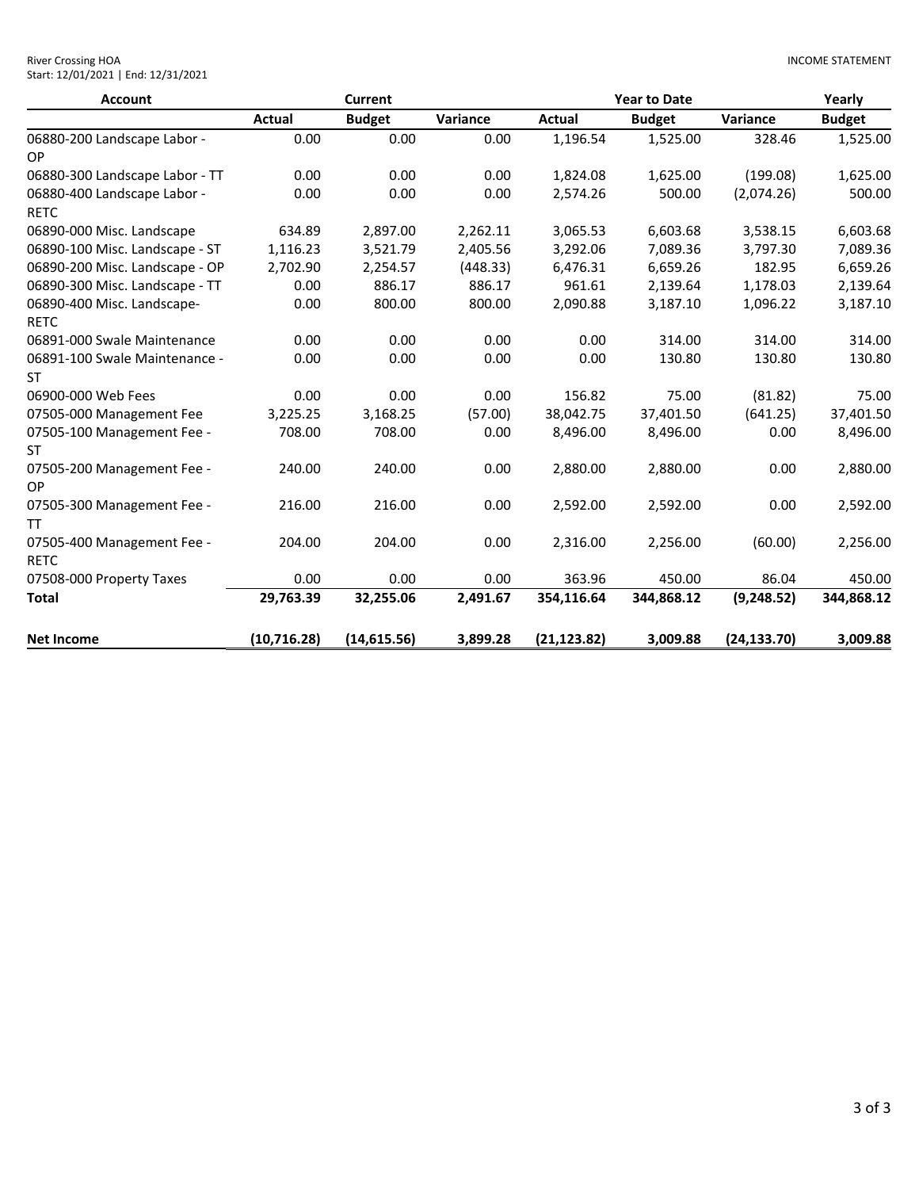River Crossing HOA
Start: 12/01/2021 | End: 12/31/2021

INCOME STATEMENT

| Account | Current | | | Year to Date | | | Yearly |
|---|---|---|---|---|---|---|---|
| | Actual | Budget | Variance | Actual | Budget | Variance | Budget |
| 06880-200 Landscape Labor - OP | 0.00 | 0.00 | 0.00 | 1,196.54 | 1,525.00 | 328.46 | 1,525.00 |
| 06880-300 Landscape Labor - TT | 0.00 | 0.00 | 0.00 | 1,824.08 | 1,625.00 | (199.08) | 1,625.00 |
| 06880-400 Landscape Labor - RETC | 0.00 | 0.00 | 0.00 | 2,574.26 | 500.00 | (2,074.26) | 500.00 |
| 06890-000 Misc. Landscape | 634.89 | 2,897.00 | 2,262.11 | 3,065.53 | 6,603.68 | 3,538.15 | 6,603.68 |
| 06890-100 Misc. Landscape - ST | 1,116.23 | 3,521.79 | 2,405.56 | 3,292.06 | 7,089.36 | 3,797.30 | 7,089.36 |
| 06890-200 Misc. Landscape - OP | 2,702.90 | 2,254.57 | (448.33) | 6,476.31 | 6,659.26 | 182.95 | 6,659.26 |
| 06890-300 Misc. Landscape - TT | 0.00 | 886.17 | 886.17 | 961.61 | 2,139.64 | 1,178.03 | 2,139.64 |
| 06890-400 Misc. Landscape-RETC | 0.00 | 800.00 | 800.00 | 2,090.88 | 3,187.10 | 1,096.22 | 3,187.10 |
| 06891-000 Swale Maintenance | 0.00 | 0.00 | 0.00 | 0.00 | 314.00 | 314.00 | 314.00 |
| 06891-100 Swale Maintenance - ST | 0.00 | 0.00 | 0.00 | 0.00 | 130.80 | 130.80 | 130.80 |
| 06900-000 Web Fees | 0.00 | 0.00 | 0.00 | 156.82 | 75.00 | (81.82) | 75.00 |
| 07505-000 Management Fee | 3,225.25 | 3,168.25 | (57.00) | 38,042.75 | 37,401.50 | (641.25) | 37,401.50 |
| 07505-100 Management Fee - ST | 708.00 | 708.00 | 0.00 | 8,496.00 | 8,496.00 | 0.00 | 8,496.00 |
| 07505-200 Management Fee - OP | 240.00 | 240.00 | 0.00 | 2,880.00 | 2,880.00 | 0.00 | 2,880.00 |
| 07505-300 Management Fee - TT | 216.00 | 216.00 | 0.00 | 2,592.00 | 2,592.00 | 0.00 | 2,592.00 |
| 07505-400 Management Fee - RETC | 204.00 | 204.00 | 0.00 | 2,316.00 | 2,256.00 | (60.00) | 2,256.00 |
| 07508-000 Property Taxes | 0.00 | 0.00 | 0.00 | 363.96 | 450.00 | 86.04 | 450.00 |
| **Total** | **29,763.39** | **32,255.06** | **2,491.67** | **354,116.64** | **344,868.12** | **(9,248.52)** | **344,868.12** |
| **Net Income** | **(10,716.28)** | **(14,615.56)** | **3,899.28** | **(21,123.82)** | **3,009.88** | **(24,133.70)** | **3,009.88** |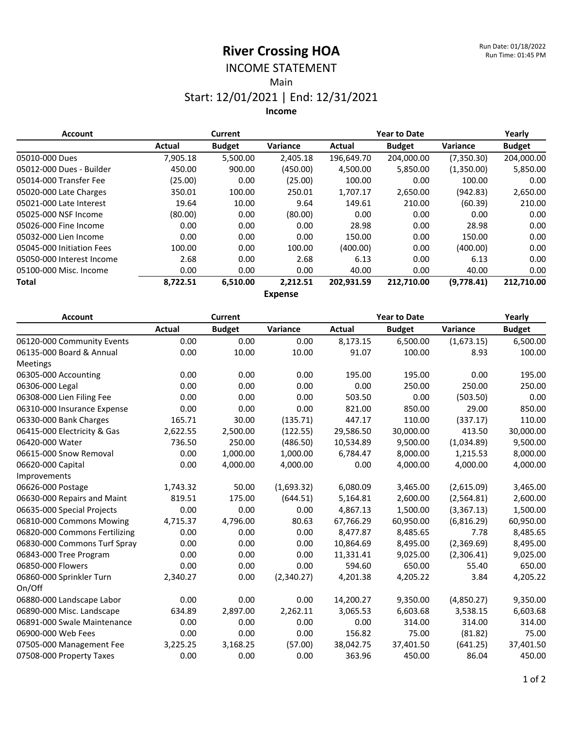# River Crossing HOA

Run Date: 01/18/2022
Run Time: 01:45 PM

## INCOME STATEMENT

Main

Start: 12/01/2021 | End: 12/31/2021

### Income

| Account | Current | | | Year to Date | | | Yearly |
|---|---|---|---|---|---|---|---|
| | Actual | Budget | Variance | Actual | Budget | Variance | Budget |
| 05010-000 Dues | 7,905.18 | 5,500.00 | 2,405.18 | 196,649.70 | 204,000.00 | (7,350.30) | 204,000.00 |
| 05012-000 Dues - Builder | 450.00 | 900.00 | (450.00) | 4,500.00 | 5,850.00 | (1,350.00) | 5,850.00 |
| 05014-000 Transfer Fee | (25.00) | 0.00 | (25.00) | 100.00 | 0.00 | 100.00 | 0.00 |
| 05020-000 Late Charges | 350.01 | 100.00 | 250.01 | 1,707.17 | 2,650.00 | (942.83) | 2,650.00 |
| 05021-000 Late Interest | 19.64 | 10.00 | 9.64 | 149.61 | 210.00 | (60.39) | 210.00 |
| 05025-000 NSF Income | (80.00) | 0.00 | (80.00) | 0.00 | 0.00 | 0.00 | 0.00 |
| 05026-000 Fine Income | 0.00 | 0.00 | 0.00 | 28.98 | 0.00 | 28.98 | 0.00 |
| 05032-000 Lien Income | 0.00 | 0.00 | 0.00 | 150.00 | 0.00 | 150.00 | 0.00 |
| 05045-000 Initiation Fees | 100.00 | 0.00 | 100.00 | (400.00) | 0.00 | (400.00) | 0.00 |
| 05050-000 Interest Income | 2.68 | 0.00 | 2.68 | 6.13 | 0.00 | 6.13 | 0.00 |
| 05100-000 Misc. Income | 0.00 | 0.00 | 0.00 | 40.00 | 0.00 | 40.00 | 0.00 |
| **Total** | **8,722.51** | **6,510.00** | **2,212.51** | **202,931.59** | **212,710.00** | **(9,778.41)** | **212,710.00** |

### Expense

| Account | Current | | | Year to Date | | | Yearly |
|---|---|---|---|---|---|---|---|
| | Actual | Budget | Variance | Actual | Budget | Variance | Budget |
| 06120-000 Community Events | 0.00 | 0.00 | 0.00 | 8,173.15 | 6,500.00 | (1,673.15) | 6,500.00 |
| 06135-000 Board & Annual Meetings | 0.00 | 10.00 | 10.00 | 91.07 | 100.00 | 8.93 | 100.00 |
| 06305-000 Accounting | 0.00 | 0.00 | 0.00 | 195.00 | 195.00 | 0.00 | 195.00 |
| 06306-000 Legal | 0.00 | 0.00 | 0.00 | 0.00 | 250.00 | 250.00 | 250.00 |
| 06308-000 Lien Filing Fee | 0.00 | 0.00 | 0.00 | 503.50 | 0.00 | (503.50) | 0.00 |
| 06310-000 Insurance Expense | 0.00 | 0.00 | 0.00 | 821.00 | 850.00 | 29.00 | 850.00 |
| 06330-000 Bank Charges | 165.71 | 30.00 | (135.71) | 447.17 | 110.00 | (337.17) | 110.00 |
| 06415-000 Electricity & Gas | 2,622.55 | 2,500.00 | (122.55) | 29,586.50 | 30,000.00 | 413.50 | 30,000.00 |
| 06420-000 Water | 736.50 | 250.00 | (486.50) | 10,534.89 | 9,500.00 | (1,034.89) | 9,500.00 |
| 06615-000 Snow Removal | 0.00 | 1,000.00 | 1,000.00 | 6,784.47 | 8,000.00 | 1,215.53 | 8,000.00 |
| 06620-000 Capital Improvements | 0.00 | 4,000.00 | 4,000.00 | 0.00 | 4,000.00 | 4,000.00 | 4,000.00 |
| 06626-000 Postage | 1,743.32 | 50.00 | (1,693.32) | 6,080.09 | 3,465.00 | (2,615.09) | 3,465.00 |
| 06630-000 Repairs and Maint | 819.51 | 175.00 | (644.51) | 5,164.81 | 2,600.00 | (2,564.81) | 2,600.00 |
| 06635-000 Special Projects | 0.00 | 0.00 | 0.00 | 4,867.13 | 1,500.00 | (3,367.13) | 1,500.00 |
| 06810-000 Commons Mowing | 4,715.37 | 4,796.00 | 80.63 | 67,766.29 | 60,950.00 | (6,816.29) | 60,950.00 |
| 06820-000 Commons Fertilizing | 0.00 | 0.00 | 0.00 | 8,477.87 | 8,485.65 | 7.78 | 8,485.65 |
| 06830-000 Commons Turf Spray | 0.00 | 0.00 | 0.00 | 10,864.69 | 8,495.00 | (2,369.69) | 8,495.00 |
| 06843-000 Tree Program | 0.00 | 0.00 | 0.00 | 11,331.41 | 9,025.00 | (2,306.41) | 9,025.00 |
| 06850-000 Flowers | 0.00 | 0.00 | 0.00 | 594.60 | 650.00 | 55.40 | 650.00 |
| 06860-000 Sprinkler Turn On/Off | 2,340.27 | 0.00 | (2,340.27) | 4,201.38 | 4,205.22 | 3.84 | 4,205.22 |
| 06880-000 Landscape Labor | 0.00 | 0.00 | 0.00 | 14,200.27 | 9,350.00 | (4,850.27) | 9,350.00 |
| 06890-000 Misc. Landscape | 634.89 | 2,897.00 | 2,262.11 | 3,065.53 | 6,603.68 | 3,538.15 | 6,603.68 |
| 06891-000 Swale Maintenance | 0.00 | 0.00 | 0.00 | 0.00 | 314.00 | 314.00 | 314.00 |
| 06900-000 Web Fees | 0.00 | 0.00 | 0.00 | 156.82 | 75.00 | (81.82) | 75.00 |
| 07505-000 Management Fee | 3,225.25 | 3,168.25 | (57.00) | 38,042.75 | 37,401.50 | (641.25) | 37,401.50 |
| 07508-000 Property Taxes | 0.00 | 0.00 | 0.00 | 363.96 | 450.00 | 86.04 | 450.00 |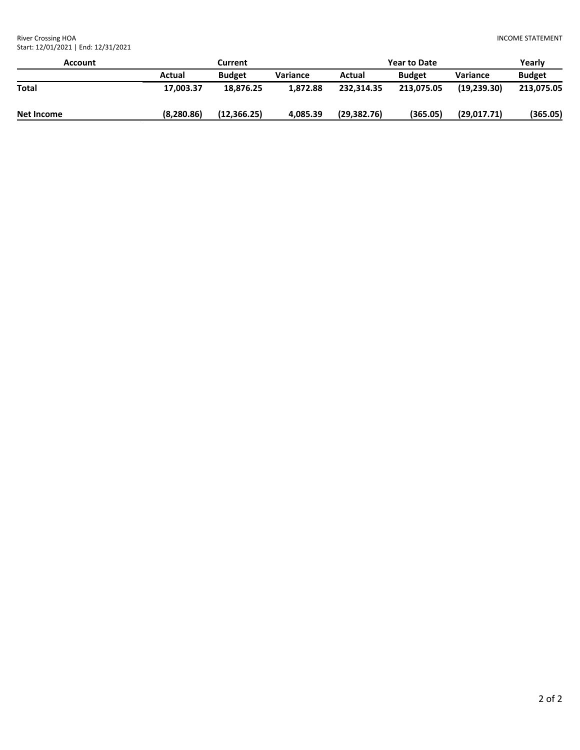River Crossing HOA
Start: 12/01/2021 | End: 12/31/2021

INCOME STATEMENT

| Account | Current | | | Year to Date | | | Yearly |
|---|---|---|---|---|---|---|---|
| | Actual | Budget | Variance | Actual | Budget | Variance | Budget |
| **Total** | **17,003.37** | **18,876.25** | **1,872.88** | **232,314.35** | **213,075.05** | **(19,239.30)** | **213,075.05** |
| **Net Income** | **(8,280.86)** | **(12,366.25)** | **4,085.39** | **(29,382.76)** | **(365.05)** | **(29,017.71)** | **(365.05)** |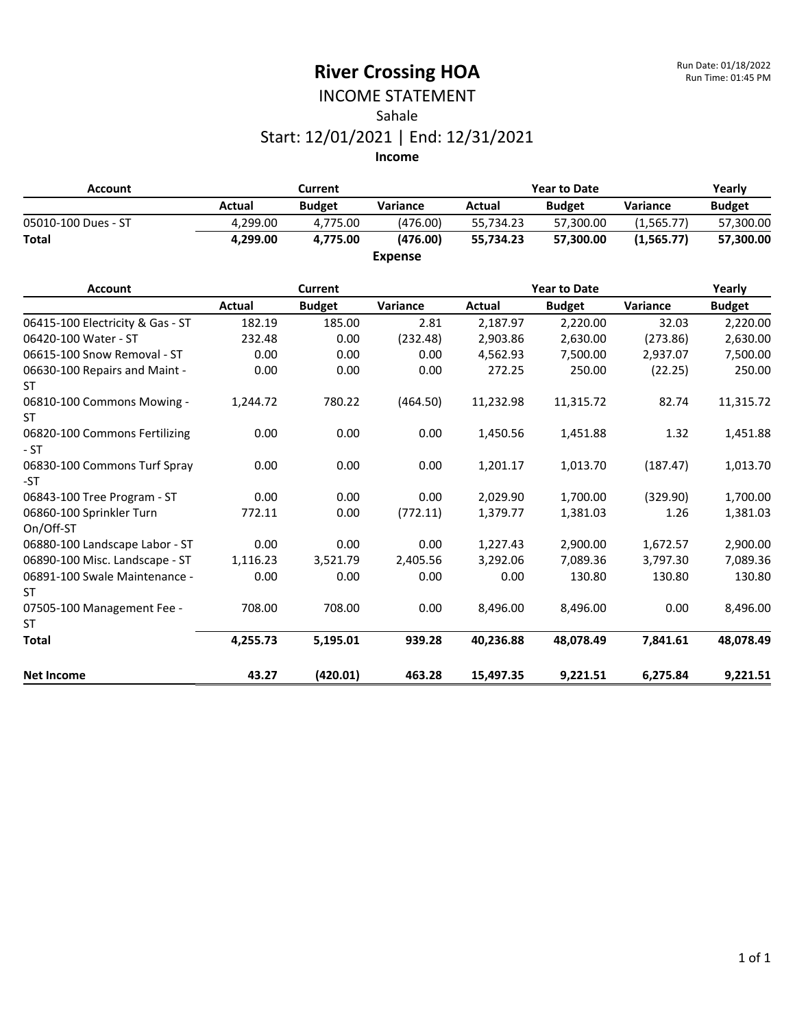# River Crossing HOA

Run Date: 01/18/2022
Run Time: 01:45 PM

## INCOME STATEMENT

### Sahale

### Start: 12/01/2021 | End: 12/31/2021

**Income**

| Account | Current | | | Year to Date | | | Yearly |
|---|---|---|---|---|---|---|---|
| | **Actual** | **Budget** | **Variance** | **Actual** | **Budget** | **Variance** | **Budget** |
| 05010-100 Dues - ST | 4,299.00 | 4,775.00 | (476.00) | 55,734.23 | 57,300.00 | (1,565.77) | 57,300.00 |
| **Total** | **4,299.00** | **4,775.00** | **(476.00)** | **55,734.23** | **57,300.00** | **(1,565.77)** | **57,300.00** |

**Expense**

| Account | Current | | | Year to Date | | | Yearly |
|---|---|---|---|---|---|---|---|
| | **Actual** | **Budget** | **Variance** | **Actual** | **Budget** | **Variance** | **Budget** |
| 06415-100 Electricity & Gas - ST | 182.19 | 185.00 | 2.81 | 2,187.97 | 2,220.00 | 32.03 | 2,220.00 |
| 06420-100 Water - ST | 232.48 | 0.00 | (232.48) | 2,903.86 | 2,630.00 | (273.86) | 2,630.00 |
| 06615-100 Snow Removal - ST | 0.00 | 0.00 | 0.00 | 4,562.93 | 7,500.00 | 2,937.07 | 7,500.00 |
| 06630-100 Repairs and Maint - ST | 0.00 | 0.00 | 0.00 | 272.25 | 250.00 | (22.25) | 250.00 |
| 06810-100 Commons Mowing - ST | 1,244.72 | 780.22 | (464.50) | 11,232.98 | 11,315.72 | 82.74 | 11,315.72 |
| 06820-100 Commons Fertilizing - ST | 0.00 | 0.00 | 0.00 | 1,450.56 | 1,451.88 | 1.32 | 1,451.88 |
| 06830-100 Commons Turf Spray -ST | 0.00 | 0.00 | 0.00 | 1,201.17 | 1,013.70 | (187.47) | 1,013.70 |
| 06843-100 Tree Program - ST | 0.00 | 0.00 | 0.00 | 2,029.90 | 1,700.00 | (329.90) | 1,700.00 |
| 06860-100 Sprinkler Turn On/Off-ST | 772.11 | 0.00 | (772.11) | 1,379.77 | 1,381.03 | 1.26 | 1,381.03 |
| 06880-100 Landscape Labor - ST | 0.00 | 0.00 | 0.00 | 1,227.43 | 2,900.00 | 1,672.57 | 2,900.00 |
| 06890-100 Misc. Landscape - ST | 1,116.23 | 3,521.79 | 2,405.56 | 3,292.06 | 7,089.36 | 3,797.30 | 7,089.36 |
| 06891-100 Swale Maintenance - ST | 0.00 | 0.00 | 0.00 | 0.00 | 130.80 | 130.80 | 130.80 |
| 07505-100 Management Fee - ST | 708.00 | 708.00 | 0.00 | 8,496.00 | 8,496.00 | 0.00 | 8,496.00 |
| **Total** | **4,255.73** | **5,195.01** | **939.28** | **40,236.88** | **48,078.49** | **7,841.61** | **48,078.49** |
| **Net Income** | **43.27** | **(420.01)** | **463.28** | **15,497.35** | **9,221.51** | **6,275.84** | **9,221.51** |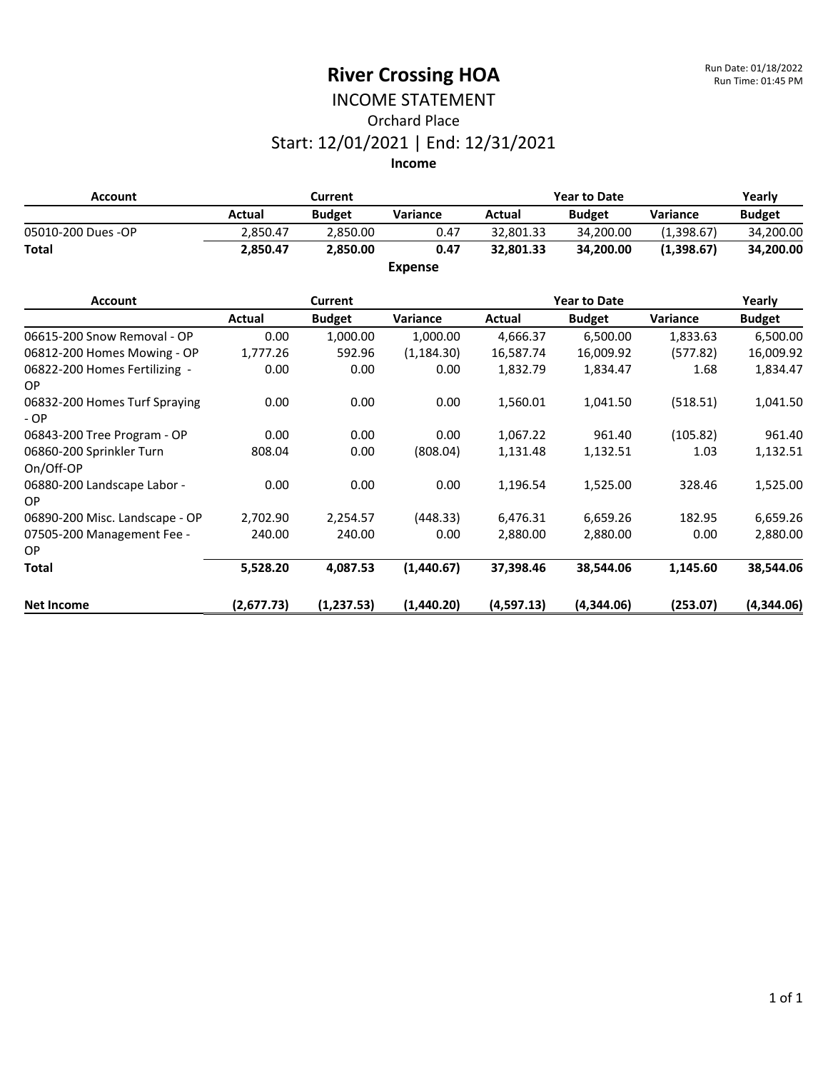# River Crossing HOA

Run Date: 01/18/2022
Run Time: 01:45 PM

## INCOME STATEMENT

### Orchard Place

### Start: 12/01/2021 | End: 12/31/2021

**Income**

| Account | Current | | | Year to Date | | | Yearly |
|---|---|---|---|---|---|---|---|
| | Actual | Budget | Variance | Actual | Budget | Variance | Budget |
| 05010-200 Dues -OP | 2,850.47 | 2,850.00 | 0.47 | 32,801.33 | 34,200.00 | (1,398.67) | 34,200.00 |
| **Total** | **2,850.47** | **2,850.00** | **0.47** | **32,801.33** | **34,200.00** | **(1,398.67)** | **34,200.00** |

**Expense**

| Account | Current | | | Year to Date | | | Yearly |
|---|---|---|---|---|---|---|---|
| | Actual | Budget | Variance | Actual | Budget | Variance | Budget |
| 06615-200 Snow Removal - OP | 0.00 | 1,000.00 | 1,000.00 | 4,666.37 | 6,500.00 | 1,833.63 | 6,500.00 |
| 06812-200 Homes Mowing - OP | 1,777.26 | 592.96 | (1,184.30) | 16,587.74 | 16,009.92 | (577.82) | 16,009.92 |
| 06822-200 Homes Fertilizing - OP | 0.00 | 0.00 | 0.00 | 1,832.79 | 1,834.47 | 1.68 | 1,834.47 |
| 06832-200 Homes Turf Spraying - OP | 0.00 | 0.00 | 0.00 | 1,560.01 | 1,041.50 | (518.51) | 1,041.50 |
| 06843-200 Tree Program - OP | 0.00 | 0.00 | 0.00 | 1,067.22 | 961.40 | (105.82) | 961.40 |
| 06860-200 Sprinkler Turn On/Off-OP | 808.04 | 0.00 | (808.04) | 1,131.48 | 1,132.51 | 1.03 | 1,132.51 |
| 06880-200 Landscape Labor - OP | 0.00 | 0.00 | 0.00 | 1,196.54 | 1,525.00 | 328.46 | 1,525.00 |
| 06890-200 Misc. Landscape - OP | 2,702.90 | 2,254.57 | (448.33) | 6,476.31 | 6,659.26 | 182.95 | 6,659.26 |
| 07505-200 Management Fee - OP | 240.00 | 240.00 | 0.00 | 2,880.00 | 2,880.00 | 0.00 | 2,880.00 |
| **Total** | **5,528.20** | **4,087.53** | **(1,440.67)** | **37,398.46** | **38,544.06** | **1,145.60** | **38,544.06** |
| **Net Income** | **(2,677.73)** | **(1,237.53)** | **(1,440.20)** | **(4,597.13)** | **(4,344.06)** | **(253.07)** | **(4,344.06)** |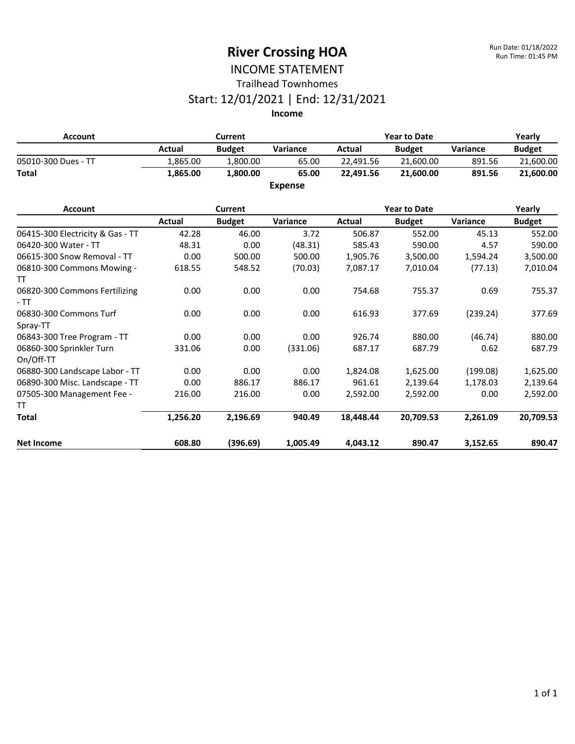# River Crossing HOA

Run Date: 01/18/2022
Run Time: 01:45 PM

## INCOME STATEMENT

### Trailhead Townhomes

### Start: 12/01/2021 | End: 12/31/2021

**Income**

| Account | Current | | | Year to Date | | | Yearly |
|---|---|---|---|---|---|---|---|
| | Actual | Budget | Variance | Actual | Budget | Variance | Budget |
| 05010-300 Dues - TT | 1,865.00 | 1,800.00 | 65.00 | 22,491.56 | 21,600.00 | 891.56 | 21,600.00 |
| **Total** | **1,865.00** | **1,800.00** | **65.00** | **22,491.56** | **21,600.00** | **891.56** | **21,600.00** |

**Expense**

| Account | Current | | | Year to Date | | | Yearly |
|---|---|---|---|---|---|---|---|
| | Actual | Budget | Variance | Actual | Budget | Variance | Budget |
| 06415-300 Electricity & Gas - TT | 42.28 | 46.00 | 3.72 | 506.87 | 552.00 | 45.13 | 552.00 |
| 06420-300 Water - TT | 48.31 | 0.00 | (48.31) | 585.43 | 590.00 | 4.57 | 590.00 |
| 06615-300 Snow Removal - TT | 0.00 | 500.00 | 500.00 | 1,905.76 | 3,500.00 | 1,594.24 | 3,500.00 |
| 06810-300 Commons Mowing - TT | 618.55 | 548.52 | (70.03) | 7,087.17 | 7,010.04 | (77.13) | 7,010.04 |
| 06820-300 Commons Fertilizing - TT | 0.00 | 0.00 | 0.00 | 754.68 | 755.37 | 0.69 | 755.37 |
| 06830-300 Commons Turf Spray-TT | 0.00 | 0.00 | 0.00 | 616.93 | 377.69 | (239.24) | 377.69 |
| 06843-300 Tree Program - TT | 0.00 | 0.00 | 0.00 | 926.74 | 880.00 | (46.74) | 880.00 |
| 06860-300 Sprinkler Turn On/Off-TT | 331.06 | 0.00 | (331.06) | 687.17 | 687.79 | 0.62 | 687.79 |
| 06880-300 Landscape Labor - TT | 0.00 | 0.00 | 0.00 | 1,824.08 | 1,625.00 | (199.08) | 1,625.00 |
| 06890-300 Misc. Landscape - TT | 0.00 | 886.17 | 886.17 | 961.61 | 2,139.64 | 1,178.03 | 2,139.64 |
| 07505-300 Management Fee - TT | 216.00 | 216.00 | 0.00 | 2,592.00 | 2,592.00 | 0.00 | 2,592.00 |
| **Total** | **1,256.20** | **2,196.69** | **940.49** | **18,448.44** | **20,709.53** | **2,261.09** | **20,709.53** |
| **Net Income** | **608.80** | **(396.69)** | **1,005.49** | **4,043.12** | **890.47** | **3,152.65** | **890.47** |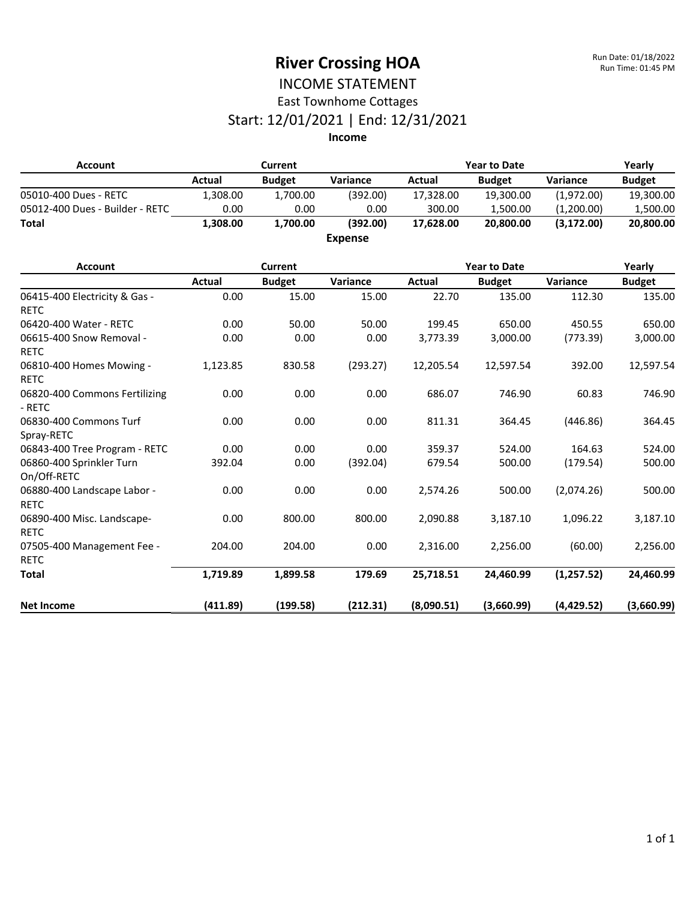# River Crossing HOA

Run Date: 01/18/2022
Run Time: 01:45 PM

## INCOME STATEMENT

### East Townhome Cottages

### Start: 12/01/2021 | End: 12/31/2021

**Income**

| Account | Current | | | Year to Date | | | Yearly |
|---|---|---|---|---|---|---|---|
| | Actual | Budget | Variance | Actual | Budget | Variance | Budget |
| 05010-400 Dues - RETC | 1,308.00 | 1,700.00 | (392.00) | 17,328.00 | 19,300.00 | (1,972.00) | 19,300.00 |
| 05012-400 Dues - Builder - RETC | 0.00 | 0.00 | 0.00 | 300.00 | 1,500.00 | (1,200.00) | 1,500.00 |
| **Total** | **1,308.00** | **1,700.00** | **(392.00)** | **17,628.00** | **20,800.00** | **(3,172.00)** | **20,800.00** |

**Expense**

| Account | Current | | | Year to Date | | | Yearly |
|---|---|---|---|---|---|---|---|
| | Actual | Budget | Variance | Actual | Budget | Variance | Budget |
| 06415-400 Electricity & Gas - RETC | 0.00 | 15.00 | 15.00 | 22.70 | 135.00 | 112.30 | 135.00 |
| 06420-400 Water - RETC | 0.00 | 50.00 | 50.00 | 199.45 | 650.00 | 450.55 | 650.00 |
| 06615-400 Snow Removal - RETC | 0.00 | 0.00 | 0.00 | 3,773.39 | 3,000.00 | (773.39) | 3,000.00 |
| 06810-400 Homes Mowing - RETC | 1,123.85 | 830.58 | (293.27) | 12,205.54 | 12,597.54 | 392.00 | 12,597.54 |
| 06820-400 Commons Fertilizing - RETC | 0.00 | 0.00 | 0.00 | 686.07 | 746.90 | 60.83 | 746.90 |
| 06830-400 Commons Turf Spray-RETC | 0.00 | 0.00 | 0.00 | 811.31 | 364.45 | (446.86) | 364.45 |
| 06843-400 Tree Program - RETC | 0.00 | 0.00 | 0.00 | 359.37 | 524.00 | 164.63 | 524.00 |
| 06860-400 Sprinkler Turn On/Off-RETC | 392.04 | 0.00 | (392.04) | 679.54 | 500.00 | (179.54) | 500.00 |
| 06880-400 Landscape Labor - RETC | 0.00 | 0.00 | 0.00 | 2,574.26 | 500.00 | (2,074.26) | 500.00 |
| 06890-400 Misc. Landscape-RETC | 0.00 | 800.00 | 800.00 | 2,090.88 | 3,187.10 | 1,096.22 | 3,187.10 |
| 07505-400 Management Fee - RETC | 204.00 | 204.00 | 0.00 | 2,316.00 | 2,256.00 | (60.00) | 2,256.00 |
| **Total** | **1,719.89** | **1,899.58** | **179.69** | **25,718.51** | **24,460.99** | **(1,257.52)** | **24,460.99** |
| **Net Income** | **(411.89)** | **(199.58)** | **(212.31)** | **(8,090.51)** | **(3,660.99)** | **(4,429.52)** | **(3,660.99)** |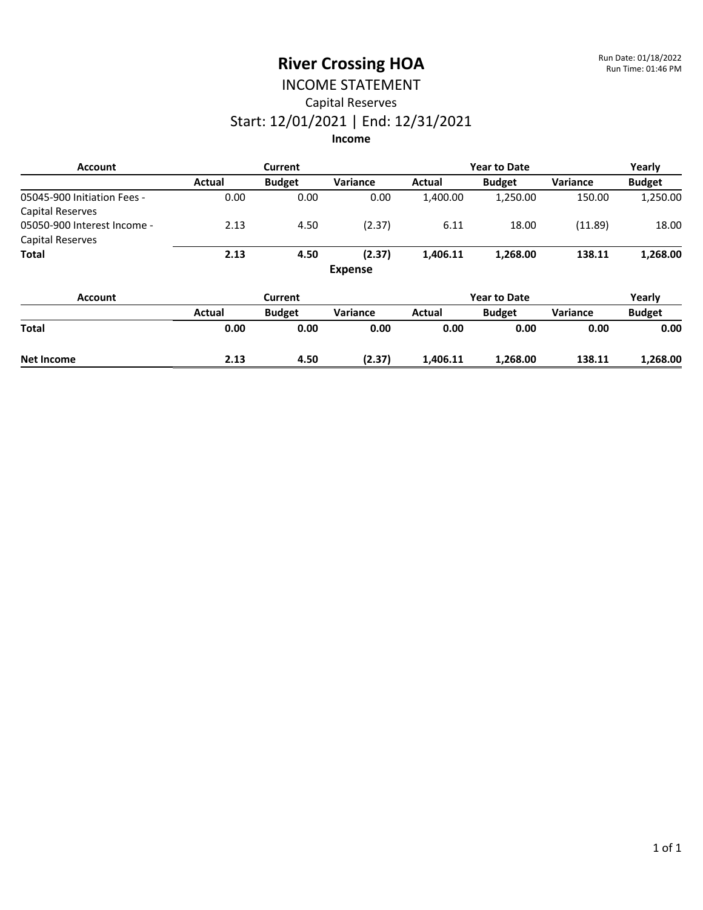# River Crossing HOA

Run Date: 01/18/2022
Run Time: 01:46 PM

## INCOME STATEMENT

### Capital Reserves

### Start: 12/01/2021 | End: 12/31/2021

**Income**

| Account | Current | | | Year to Date | | | Yearly |
|---|---|---|---|---|---|---|---|
| | **Actual** | **Budget** | **Variance** | **Actual** | **Budget** | **Variance** | **Budget** |
| 05045-900 Initiation Fees - Capital Reserves | 0.00 | 0.00 | 0.00 | 1,400.00 | 1,250.00 | 150.00 | 1,250.00 |
| 05050-900 Interest Income - Capital Reserves | 2.13 | 4.50 | (2.37) | 6.11 | 18.00 | (11.89) | 18.00 |
| **Total** | **2.13** | **4.50** | **(2.37)** | **1,406.11** | **1,268.00** | **138.11** | **1,268.00** |

**Expense**

| Account | Current | | | Year to Date | | | Yearly |
|---|---|---|---|---|---|---|---|
| | **Actual** | **Budget** | **Variance** | **Actual** | **Budget** | **Variance** | **Budget** |
| **Total** | **0.00** | **0.00** | **0.00** | **0.00** | **0.00** | **0.00** | **0.00** |
| **Net Income** | **2.13** | **4.50** | **(2.37)** | **1,406.11** | **1,268.00** | **138.11** | **1,268.00** |